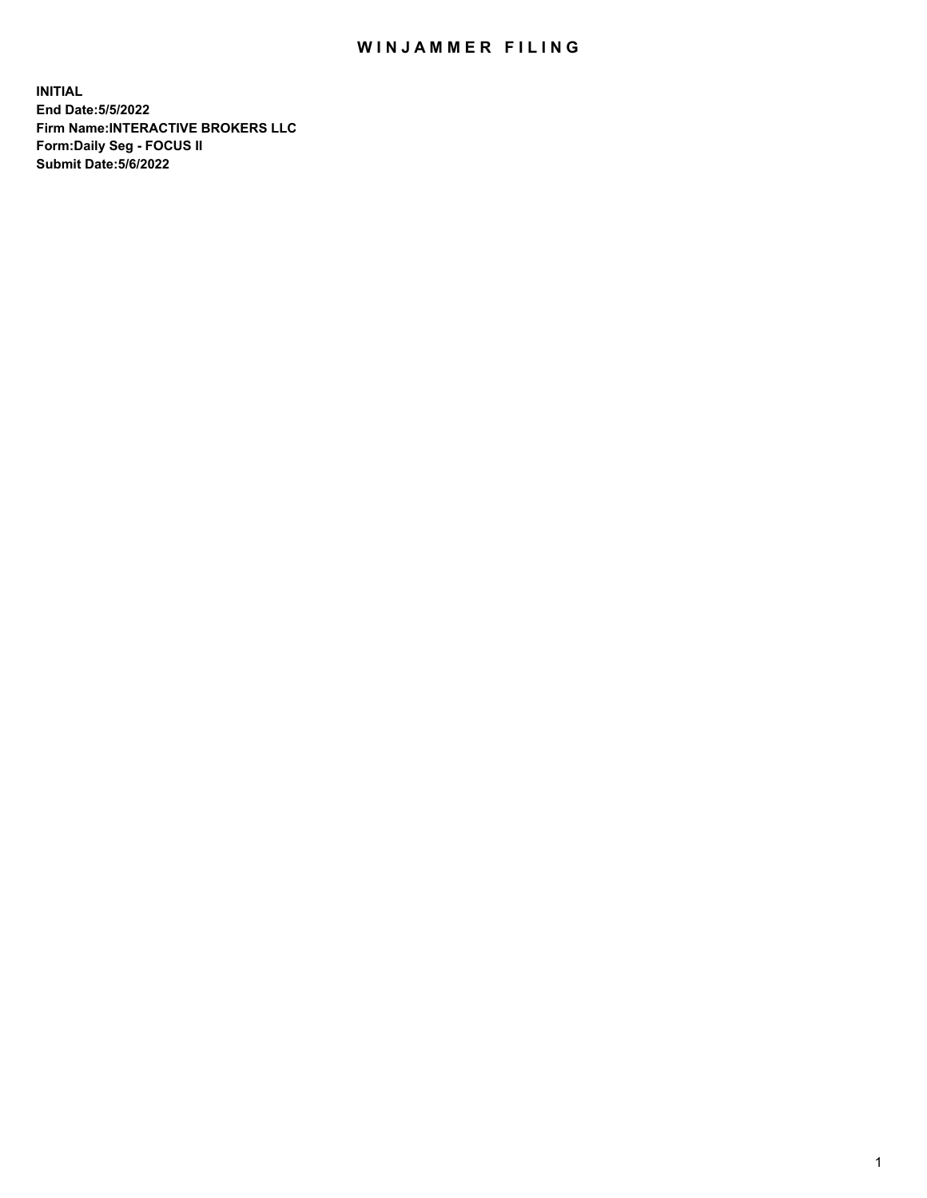# WINJAMMER FILING

**INITIAL**
**End Date:5/5/2022**
**Firm Name:INTERACTIVE BROKERS LLC**
**Form:Daily Seg - FOCUS II**
**Submit Date:5/6/2022**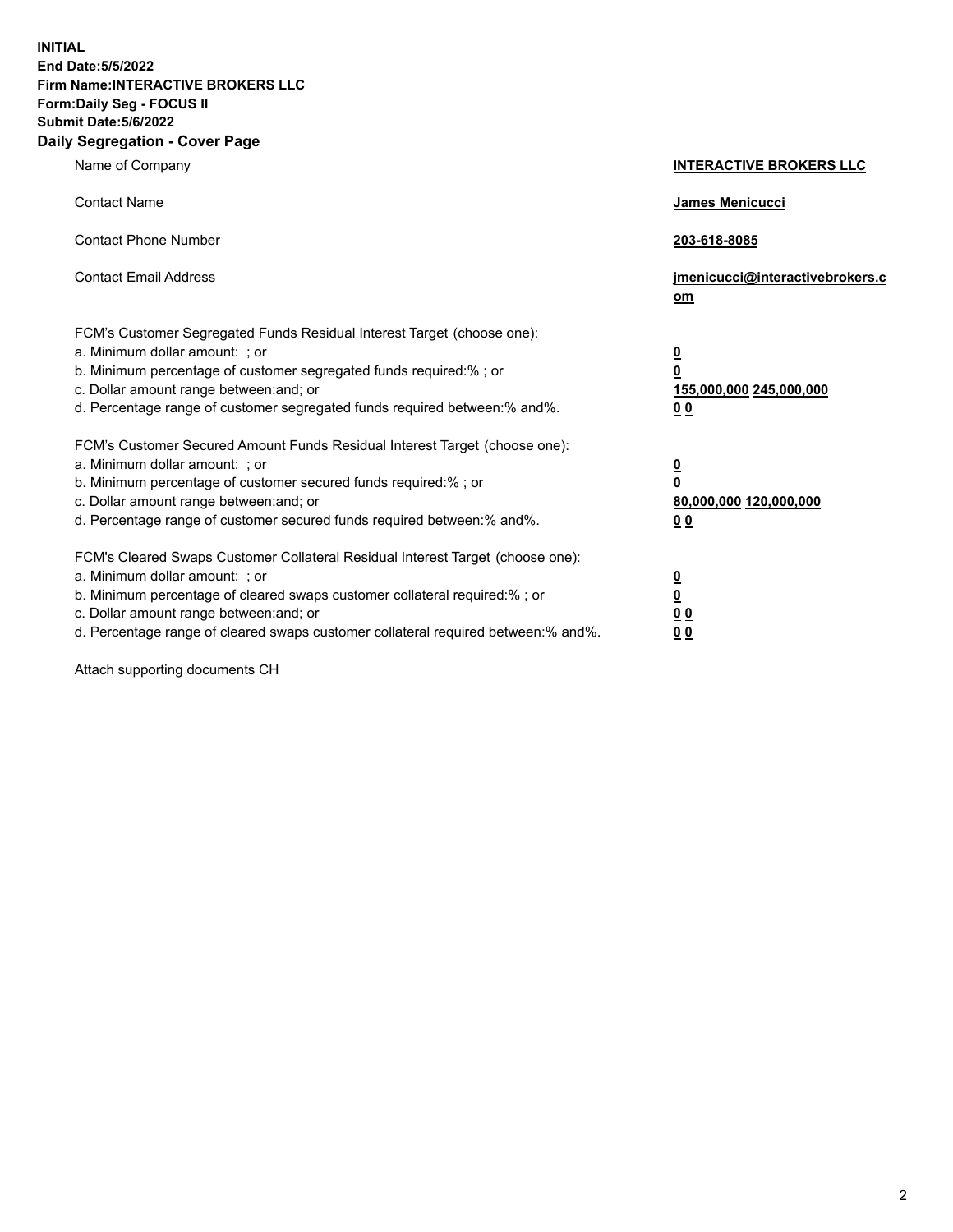**INITIAL**
**End Date:5/5/2022**
**Firm Name:INTERACTIVE BROKERS LLC**
**Form:Daily Seg - FOCUS II**
**Submit Date:5/6/2022**

## Daily Segregation - Cover Page

| | |
|---|---|
| Name of Company | **INTERACTIVE BROKERS LLC** |
| Contact Name | **James Menicucci** |
| Contact Phone Number | **203-618-8085** |
| Contact Email Address | **jmenicucci@interactivebrokers.com** |

FCM's Customer Segregated Funds Residual Interest Target (choose one):

| | |
|---|---|
| a. Minimum dollar amount: ; or | **0** |
| b. Minimum percentage of customer segregated funds required:% ; or | **0** |
| c. Dollar amount range between:and; or | **155,000,000 245,000,000** |
| d. Percentage range of customer segregated funds required between:% and%. | **0 0** |

FCM's Customer Secured Amount Funds Residual Interest Target (choose one):

| | |
|---|---|
| a. Minimum dollar amount: ; or | **0** |
| b. Minimum percentage of customer secured funds required:% ; or | **0** |
| c. Dollar amount range between:and; or | **80,000,000 120,000,000** |
| d. Percentage range of customer secured funds required between:% and%. | **0 0** |

FCM's Cleared Swaps Customer Collateral Residual Interest Target (choose one):

| | |
|---|---|
| a. Minimum dollar amount: ; or | **0** |
| b. Minimum percentage of cleared swaps customer collateral required:% ; or | **0** |
| c. Dollar amount range between:and; or | **0 0** |
| d. Percentage range of cleared swaps customer collateral required between:% and%. | **0 0** |

Attach supporting documents CH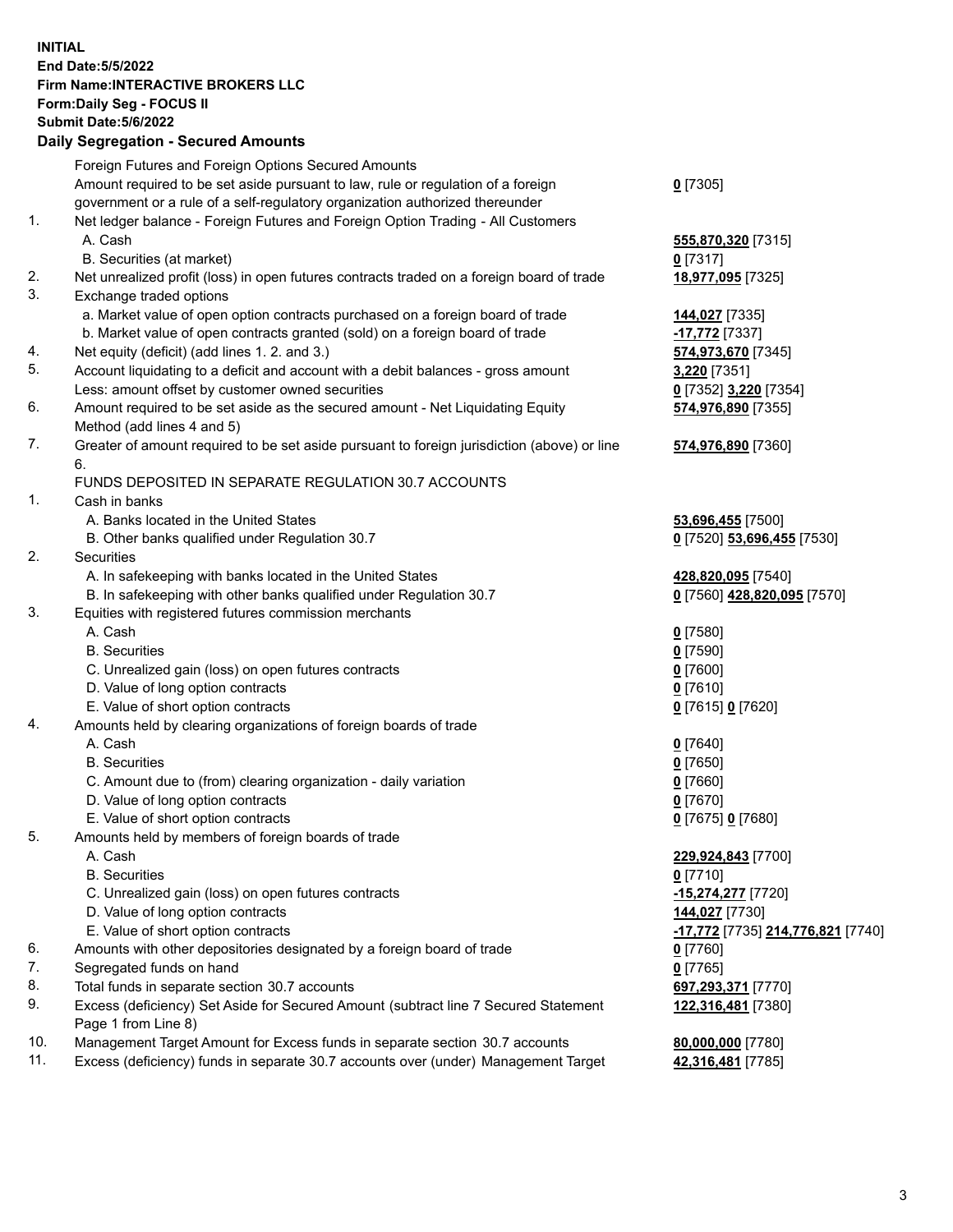**INITIAL**
**End Date:5/5/2022**
**Firm Name:INTERACTIVE BROKERS LLC**
**Form:Daily Seg - FOCUS II**
**Submit Date:5/6/2022**

## Daily Segregation - Secured Amounts

| | | |
|---|---|---|
| | Foreign Futures and Foreign Options Secured Amounts | |
| | Amount required to be set aside pursuant to law, rule or regulation of a foreign government or a rule of a self-regulatory organization authorized thereunder | **0** [7305] |
| 1. | Net ledger balance - Foreign Futures and Foreign Option Trading - All Customers | |
| | A. Cash | **555,870,320** [7315] |
| | B. Securities (at market) | **0** [7317] |
| 2. | Net unrealized profit (loss) in open futures contracts traded on a foreign board of trade | **18,977,095** [7325] |
| 3. | Exchange traded options | |
| | a. Market value of open option contracts purchased on a foreign board of trade | **144,027** [7335] |
| | b. Market value of open contracts granted (sold) on a foreign board of trade | **-17,772** [7337] |
| 4. | Net equity (deficit) (add lines 1. 2. and 3.) | **574,973,670** [7345] |
| 5. | Account liquidating to a deficit and account with a debit balances - gross amount | **3,220** [7351] |
| | Less: amount offset by customer owned securities | **0** [7352] **3,220** [7354] |
| 6. | Amount required to be set aside as the secured amount - Net Liquidating Equity Method (add lines 4 and 5) | **574,976,890** [7355] |
| 7. | Greater of amount required to be set aside pursuant to foreign jurisdiction (above) or line 6. | **574,976,890** [7360] |
| | FUNDS DEPOSITED IN SEPARATE REGULATION 30.7 ACCOUNTS | |
| 1. | Cash in banks | |
| | A. Banks located in the United States | **53,696,455** [7500] |
| | B. Other banks qualified under Regulation 30.7 | **0** [7520] **53,696,455** [7530] |
| 2. | Securities | |
| | A. In safekeeping with banks located in the United States | **428,820,095** [7540] |
| | B. In safekeeping with other banks qualified under Regulation 30.7 | **0** [7560] **428,820,095** [7570] |
| 3. | Equities with registered futures commission merchants | |
| | A. Cash | **0** [7580] |
| | B. Securities | **0** [7590] |
| | C. Unrealized gain (loss) on open futures contracts | **0** [7600] |
| | D. Value of long option contracts | **0** [7610] |
| | E. Value of short option contracts | **0** [7615] **0** [7620] |
| 4. | Amounts held by clearing organizations of foreign boards of trade | |
| | A. Cash | **0** [7640] |
| | B. Securities | **0** [7650] |
| | C. Amount due to (from) clearing organization - daily variation | **0** [7660] |
| | D. Value of long option contracts | **0** [7670] |
| | E. Value of short option contracts | **0** [7675] **0** [7680] |
| 5. | Amounts held by members of foreign boards of trade | |
| | A. Cash | **229,924,843** [7700] |
| | B. Securities | **0** [7710] |
| | C. Unrealized gain (loss) on open futures contracts | **-15,274,277** [7720] |
| | D. Value of long option contracts | **144,027** [7730] |
| | E. Value of short option contracts | **-17,772** [7735] **214,776,821** [7740] |
| 6. | Amounts with other depositories designated by a foreign board of trade | **0** [7760] |
| 7. | Segregated funds on hand | **0** [7765] |
| 8. | Total funds in separate section 30.7 accounts | **697,293,371** [7770] |
| 9. | Excess (deficiency) Set Aside for Secured Amount (subtract line 7 Secured Statement Page 1 from Line 8) | **122,316,481** [7380] |
| 10. | Management Target Amount for Excess funds in separate section 30.7 accounts | **80,000,000** [7780] |
| 11. | Excess (deficiency) funds in separate 30.7 accounts over (under) Management Target | **42,316,481** [7785] |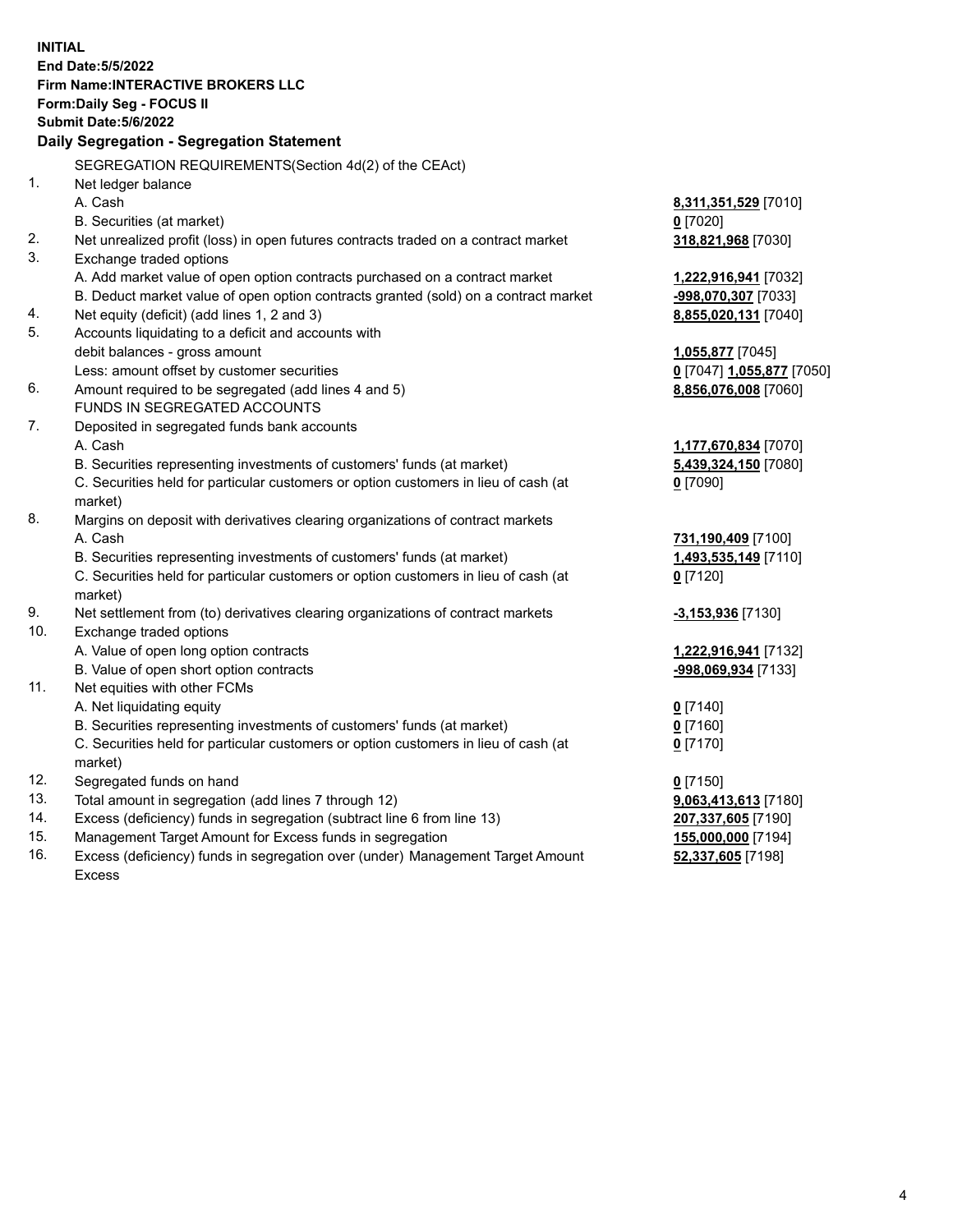**INITIAL**
**End Date:5/5/2022**
**Firm Name:INTERACTIVE BROKERS LLC**
**Form:Daily Seg - FOCUS II**
**Submit Date:5/6/2022**

**Daily Segregation - Segregation Statement**

SEGREGATION REQUIREMENTS(Section 4d(2) of the CEAct)

| | | |
|---|---|---|
| 1. | Net ledger balance | |
| | A. Cash | 8,311,351,529 [7010] |
| | B. Securities (at market) | 0 [7020] |
| 2. | Net unrealized profit (loss) in open futures contracts traded on a contract market | 318,821,968 [7030] |
| 3. | Exchange traded options | |
| | A. Add market value of open option contracts purchased on a contract market | 1,222,916,941 [7032] |
| | B. Deduct market value of open option contracts granted (sold) on a contract market | -998,070,307 [7033] |
| 4. | Net equity (deficit) (add lines 1, 2 and 3) | 8,855,020,131 [7040] |
| 5. | Accounts liquidating to a deficit and accounts with | |
| | debit balances - gross amount | 1,055,877 [7045] |
| | Less: amount offset by customer securities | 0 [7047] 1,055,877 [7050] |
| 6. | Amount required to be segregated (add lines 4 and 5) | 8,856,076,008 [7060] |
| | FUNDS IN SEGREGATED ACCOUNTS | |
| 7. | Deposited in segregated funds bank accounts | |
| | A. Cash | 1,177,670,834 [7070] |
| | B. Securities representing investments of customers' funds (at market) | 5,439,324,150 [7080] |
| | C. Securities held for particular customers or option customers in lieu of cash (at market) | 0 [7090] |
| 8. | Margins on deposit with derivatives clearing organizations of contract markets | |
| | A. Cash | 731,190,409 [7100] |
| | B. Securities representing investments of customers' funds (at market) | 1,493,535,149 [7110] |
| | C. Securities held for particular customers or option customers in lieu of cash (at market) | 0 [7120] |
| 9. | Net settlement from (to) derivatives clearing organizations of contract markets | -3,153,936 [7130] |
| 10. | Exchange traded options | |
| | A. Value of open long option contracts | 1,222,916,941 [7132] |
| | B. Value of open short option contracts | -998,069,934 [7133] |
| 11. | Net equities with other FCMs | |
| | A. Net liquidating equity | 0 [7140] |
| | B. Securities representing investments of customers' funds (at market) | 0 [7160] |
| | C. Securities held for particular customers or option customers in lieu of cash (at market) | 0 [7170] |
| 12. | Segregated funds on hand | 0 [7150] |
| 13. | Total amount in segregation (add lines 7 through 12) | 9,063,413,613 [7180] |
| 14. | Excess (deficiency) funds in segregation (subtract line 6 from line 13) | 207,337,605 [7190] |
| 15. | Management Target Amount for Excess funds in segregation | 155,000,000 [7194] |
| 16. | Excess (deficiency) funds in segregation over (under) Management Target Amount Excess | 52,337,605 [7198] |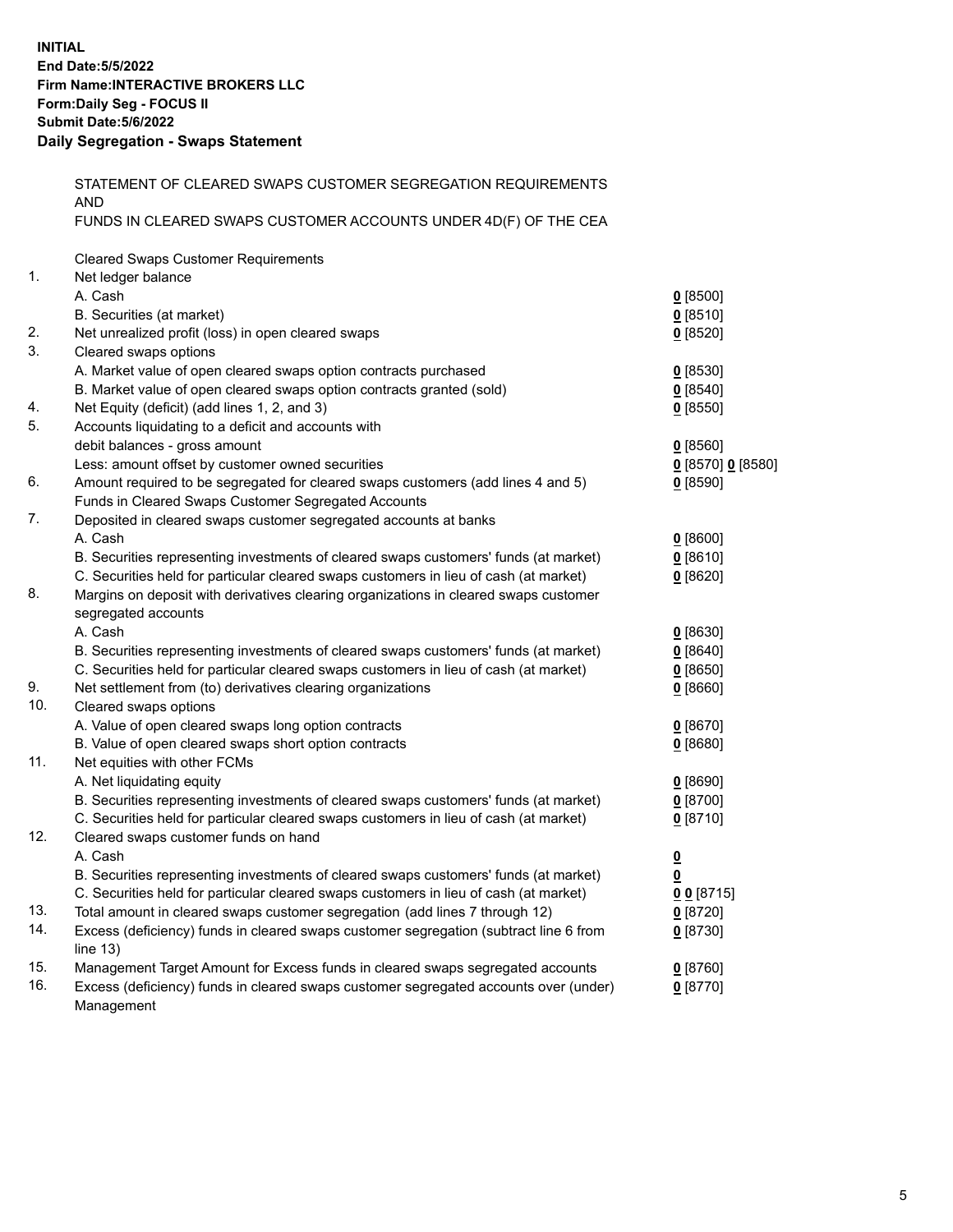**INITIAL**
**End Date:5/5/2022**
**Firm Name:INTERACTIVE BROKERS LLC**
**Form:Daily Seg - FOCUS II**
**Submit Date:5/6/2022**
**Daily Segregation - Swaps Statement**

STATEMENT OF CLEARED SWAPS CUSTOMER SEGREGATION REQUIREMENTS AND FUNDS IN CLEARED SWAPS CUSTOMER ACCOUNTS UNDER 4D(F) OF THE CEA

| | | |
|---|---|---|
| | Cleared Swaps Customer Requirements | |
| 1. | Net ledger balance | |
| | A. Cash | 0 [8500] |
| | B. Securities (at market) | 0 [8510] |
| 2. | Net unrealized profit (loss) in open cleared swaps | 0 [8520] |
| 3. | Cleared swaps options | |
| | A. Market value of open cleared swaps option contracts purchased | 0 [8530] |
| | B. Market value of open cleared swaps option contracts granted (sold) | 0 [8540] |
| 4. | Net Equity (deficit) (add lines 1, 2, and 3) | 0 [8550] |
| 5. | Accounts liquidating to a deficit and accounts with | |
| | debit balances - gross amount | 0 [8560] |
| | Less: amount offset by customer owned securities | 0 [8570] 0 [8580] |
| 6. | Amount required to be segregated for cleared swaps customers (add lines 4 and 5) | 0 [8590] |
| | Funds in Cleared Swaps Customer Segregated Accounts | |
| 7. | Deposited in cleared swaps customer segregated accounts at banks | |
| | A. Cash | 0 [8600] |
| | B. Securities representing investments of cleared swaps customers' funds (at market) | 0 [8610] |
| | C. Securities held for particular cleared swaps customers in lieu of cash (at market) | 0 [8620] |
| 8. | Margins on deposit with derivatives clearing organizations in cleared swaps customer segregated accounts | |
| | A. Cash | 0 [8630] |
| | B. Securities representing investments of cleared swaps customers' funds (at market) | 0 [8640] |
| | C. Securities held for particular cleared swaps customers in lieu of cash (at market) | 0 [8650] |
| 9. | Net settlement from (to) derivatives clearing organizations | 0 [8660] |
| 10. | Cleared swaps options | |
| | A. Value of open cleared swaps long option contracts | 0 [8670] |
| | B. Value of open cleared swaps short option contracts | 0 [8680] |
| 11. | Net equities with other FCMs | |
| | A. Net liquidating equity | 0 [8690] |
| | B. Securities representing investments of cleared swaps customers' funds (at market) | 0 [8700] |
| | C. Securities held for particular cleared swaps customers in lieu of cash (at market) | 0 [8710] |
| 12. | Cleared swaps customer funds on hand | |
| | A. Cash | 0 |
| | B. Securities representing investments of cleared swaps customers' funds (at market) | 0 |
| | C. Securities held for particular cleared swaps customers in lieu of cash (at market) | 0 0 [8715] |
| 13. | Total amount in cleared swaps customer segregation (add lines 7 through 12) | 0 [8720] |
| 14. | Excess (deficiency) funds in cleared swaps customer segregation (subtract line 6 from line 13) | 0 [8730] |
| 15. | Management Target Amount for Excess funds in cleared swaps segregated accounts | 0 [8760] |
| 16. | Excess (deficiency) funds in cleared swaps customer segregated accounts over (under) Management | 0 [8770] |